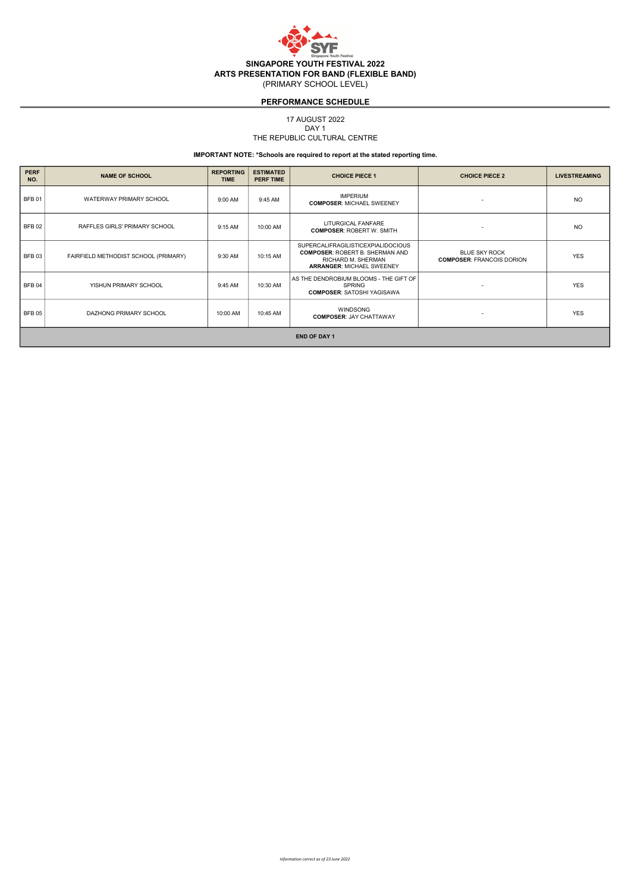# SINGAPORE YOUTH FESTIVAL 2022
## ARTS PRESENTATION FOR BAND (FLEXIBLE BAND)
(PRIMARY SCHOOL LEVEL)

### PERFORMANCE SCHEDULE

17 AUGUST 2022
DAY 1
THE REPUBLIC CULTURAL CENTRE

**IMPORTANT NOTE: *Schools are required to report at the stated reporting time.**

| PERF NO. | NAME OF SCHOOL | REPORTING TIME | ESTIMATED PERF TIME | CHOICE PIECE 1 | CHOICE PIECE 2 | LIVESTREAMING |
|---|---|---|---|---|---|---|
| BFB 01 | WATERWAY PRIMARY SCHOOL | 9:00 AM | 9:45 AM | IMPERIUM **COMPOSER**: MICHAEL SWEENEY | - | NO |
| BFB 02 | RAFFLES GIRLS' PRIMARY SCHOOL | 9:15 AM | 10:00 AM | LITURGICAL FANFARE **COMPOSER**: ROBERT W. SMITH | - | NO |
| BFB 03 | FAIRFIELD METHODIST SCHOOL (PRIMARY) | 9:30 AM | 10:15 AM | SUPERCALIFRAGILISTICEXPIALIDOCIOUS **COMPOSER**: ROBERT B. SHERMAN AND RICHARD M. SHERMAN **ARRANGER**: MICHAEL SWEENEY | BLUE SKY ROCK **COMPOSER**: FRANCOIS DORION | YES |
| BFB 04 | YISHUN PRIMARY SCHOOL | 9:45 AM | 10:30 AM | AS THE DENDROBIUM BLOOMS - THE GIFT OF SPRING **COMPOSER**: SATOSHI YAGISAWA | - | YES |
| BFB 05 | DAZHONG PRIMARY SCHOOL | 10:00 AM | 10:45 AM | WINDSONG **COMPOSER**: JAY CHATTAWAY | - | YES |
| **END OF DAY 1** | | | | | | |

*Information correct as of 23 June 2022*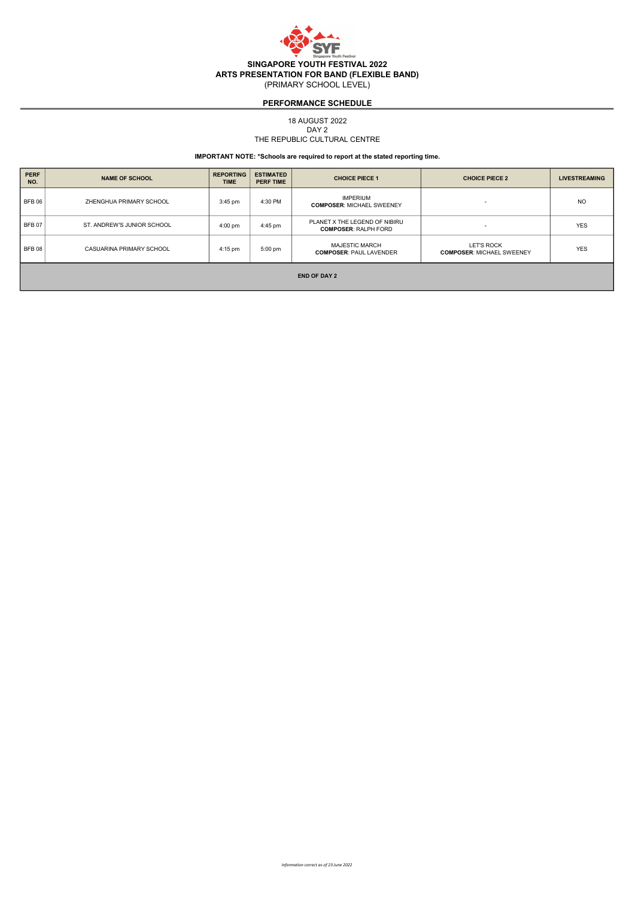# SINGAPORE YOUTH FESTIVAL 2022

## ARTS PRESENTATION FOR BAND (FLEXIBLE BAND)

(PRIMARY SCHOOL LEVEL)

## PERFORMANCE SCHEDULE

18 AUGUST 2022
DAY 2
THE REPUBLIC CULTURAL CENTRE

**IMPORTANT NOTE: *Schools are required to report at the stated reporting time.**

| PERF NO. | NAME OF SCHOOL | REPORTING TIME | ESTIMATED PERF TIME | CHOICE PIECE 1 | CHOICE PIECE 2 | LIVESTREAMING |
|---|---|---|---|---|---|---|
| BFB 06 | ZHENGHUA PRIMARY SCHOOL | 3:45 pm | 4:30 PM | IMPERIUM **COMPOSER**: MICHAEL SWEENEY | - | NO |
| BFB 07 | ST. ANDREW'S JUNIOR SCHOOL | 4:00 pm | 4:45 pm | PLANET X THE LEGEND OF NIBIRU **COMPOSER**: RALPH FORD | - | YES |
| BFB 08 | CASUARINA PRIMARY SCHOOL | 4:15 pm | 5:00 pm | MAJESTIC MARCH **COMPOSER**: PAUL LAVENDER | LET'S ROCK **COMPOSER**: MICHAEL SWEENEY | YES |
| **END OF DAY 2** | | | | | | |

*Information correct as of 23 June 2022*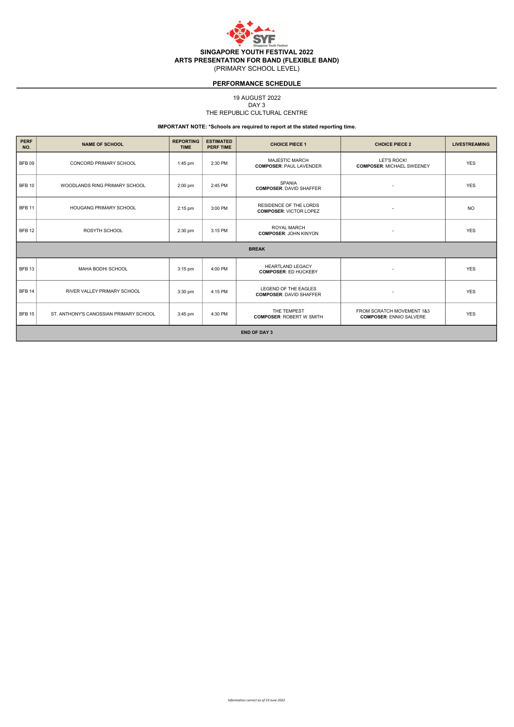# SINGAPORE YOUTH FESTIVAL 2022
## ARTS PRESENTATION FOR BAND (FLEXIBLE BAND)
(PRIMARY SCHOOL LEVEL)

### PERFORMANCE SCHEDULE

19 AUGUST 2022
DAY 3
THE REPUBLIC CULTURAL CENTRE

**IMPORTANT NOTE: *Schools are required to report at the stated reporting time.**

| PERF NO. | NAME OF SCHOOL | REPORTING TIME | ESTIMATED PERF TIME | CHOICE PIECE 1 | CHOICE PIECE 2 | LIVESTREAMING |
|---|---|---|---|---|---|---|
| BFB 09 | CONCORD PRIMARY SCHOOL | 1:45 pm | 2:30 PM | MAJESTIC MARCH **COMPOSER**: PAUL LAVENDER | LET'S ROCK! **COMPOSER**: MICHAEL SWEENEY | YES |
| BFB 10 | WOODLANDS RING PRIMARY SCHOOL | 2:00 pm | 2:45 PM | SPANIA **COMPOSER**: DAVID SHAFFER | - | YES |
| BFB 11 | HOUGANG PRIMARY SCHOOL | 2:15 pm | 3:00 PM | RESIDENCE OF THE LORDS **COMPOSER**: VICTOR LOPEZ | - | NO |
| BFB 12 | ROSYTH SCHOOL | 2:30 pm | 3:15 PM | ROYAL MARCH **COMPOSER**: JOHN KINYON | - | YES |
| **BREAK** | | | | | | |
| BFB 13 | MAHA BODHI SCHOOL | 3:15 pm | 4:00 PM | HEARTLAND LEGACY **COMPOSER**: ED HUCKEBY | - | YES |
| BFB 14 | RIVER VALLEY PRIMARY SCHOOL | 3:30 pm | 4:15 PM | LEGEND OF THE EAGLES **COMPOSER**: DAVID SHAFFER | - | YES |
| BFB 15 | ST. ANTHONY'S CANOSSIAN PRIMARY SCHOOL | 3:45 pm | 4:30 PM | THE TEMPEST **COMPOSER**: ROBERT W SMITH | FROM SCRATCH MOVEMENT 1&3 **COMPOSER**: ENNIO SALVERE | YES |
| **END OF DAY 3** | | | | | | |

*Information correct as of 23 June 2022*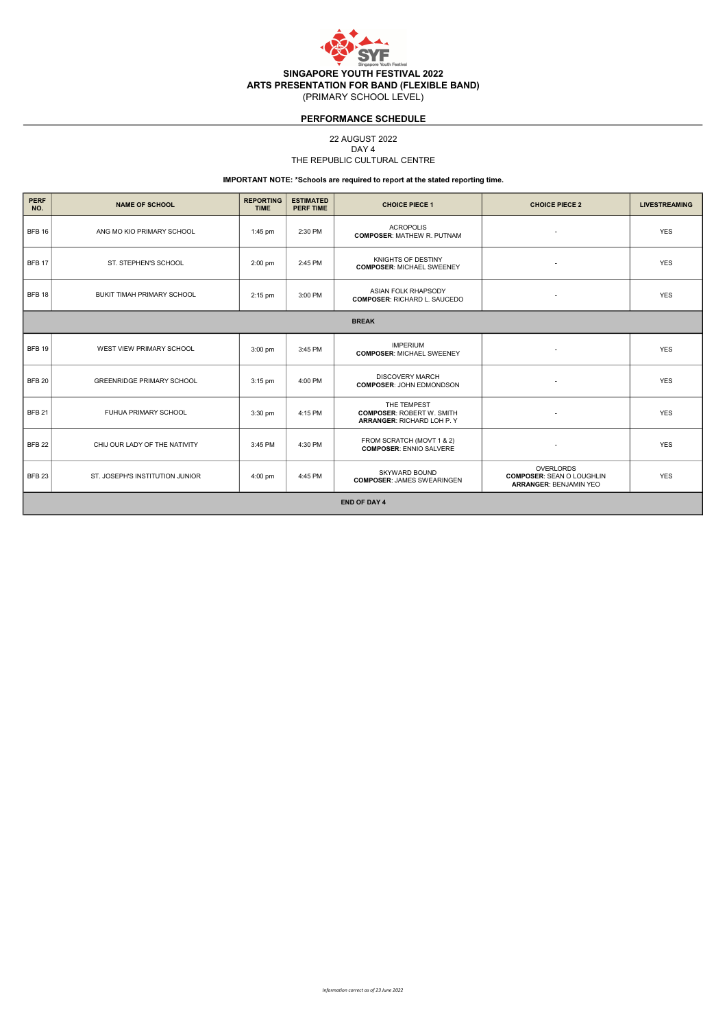# SINGAPORE YOUTH FESTIVAL 2022
## ARTS PRESENTATION FOR BAND (FLEXIBLE BAND)
(PRIMARY SCHOOL LEVEL)

## PERFORMANCE SCHEDULE

22 AUGUST 2022
DAY 4
THE REPUBLIC CULTURAL CENTRE

**IMPORTANT NOTE: *Schools are required to report at the stated reporting time.**

| PERF NO. | NAME OF SCHOOL | REPORTING TIME | ESTIMATED PERF TIME | CHOICE PIECE 1 | CHOICE PIECE 2 | LIVESTREAMING |
|---|---|---|---|---|---|---|
| BFB 16 | ANG MO KIO PRIMARY SCHOOL | 1:45 pm | 2:30 PM | ACROPOLIS<br>**COMPOSER**: MATHEW R. PUTNAM | - | YES |
| BFB 17 | ST. STEPHEN'S SCHOOL | 2:00 pm | 2:45 PM | KNIGHTS OF DESTINY<br>**COMPOSER**: MICHAEL SWEENEY | - | YES |
| BFB 18 | BUKIT TIMAH PRIMARY SCHOOL | 2:15 pm | 3:00 PM | ASIAN FOLK RHAPSODY<br>**COMPOSER**: RICHARD L. SAUCEDO | - | YES |
| **BREAK** | | | | | | |
| BFB 19 | WEST VIEW PRIMARY SCHOOL | 3:00 pm | 3:45 PM | IMPERIUM<br>**COMPOSER**: MICHAEL SWEENEY | - | YES |
| BFB 20 | GREENRIDGE PRIMARY SCHOOL | 3:15 pm | 4:00 PM | DISCOVERY MARCH<br>**COMPOSER**: JOHN EDMONDSON | - | YES |
| BFB 21 | FUHUA PRIMARY SCHOOL | 3:30 pm | 4:15 PM | THE TEMPEST<br>**COMPOSER**: ROBERT W. SMITH<br>**ARRANGER**: RICHARD LOH P. Y | - | YES |
| BFB 22 | CHIJ OUR LADY OF THE NATIVITY | 3:45 PM | 4:30 PM | FROM SCRATCH (MOVT 1 & 2)<br>**COMPOSER**: ENNIO SALVERE | - | YES |
| BFB 23 | ST. JOSEPH'S INSTITUTION JUNIOR | 4:00 pm | 4:45 PM | SKYWARD BOUND<br>**COMPOSER**: JAMES SWEARINGEN | OVERLORDS<br>**COMPOSER**: SEAN O LOUGHLIN<br>**ARRANGER**: BENJAMIN YEO | YES |
| **END OF DAY 4** | | | | | | |

*Information correct as of 23 June 2022*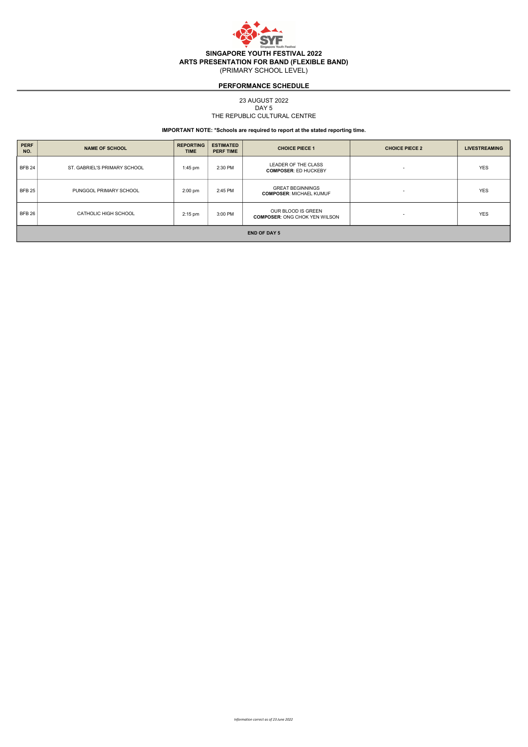# SINGAPORE YOUTH FESTIVAL 2022

## ARTS PRESENTATION FOR BAND (FLEXIBLE BAND)

(PRIMARY SCHOOL LEVEL)

### PERFORMANCE SCHEDULE

23 AUGUST 2022
DAY 5
THE REPUBLIC CULTURAL CENTRE

**IMPORTANT NOTE: *Schools are required to report at the stated reporting time.**

| PERF NO. | NAME OF SCHOOL | REPORTING TIME | ESTIMATED PERF TIME | CHOICE PIECE 1 | CHOICE PIECE 2 | LIVESTREAMING |
|---|---|---|---|---|---|---|
| BFB 24 | ST. GABRIEL'S PRIMARY SCHOOL | 1:45 pm | 2:30 PM | LEADER OF THE CLASS **COMPOSER**: ED HUCKEBY | - | YES |
| BFB 25 | PUNGGOL PRIMARY SCHOOL | 2:00 pm | 2:45 PM | GREAT BEGINNINGS **COMPOSER**: MICHAEL KUMUF | - | YES |
| BFB 26 | CATHOLIC HIGH SCHOOL | 2:15 pm | 3:00 PM | OUR BLOOD IS GREEN **COMPOSER**: ONG CHOK YEN WILSON | - | YES |
| **END OF DAY 5** | | | | | | |

*Information correct as of 23 June 2022*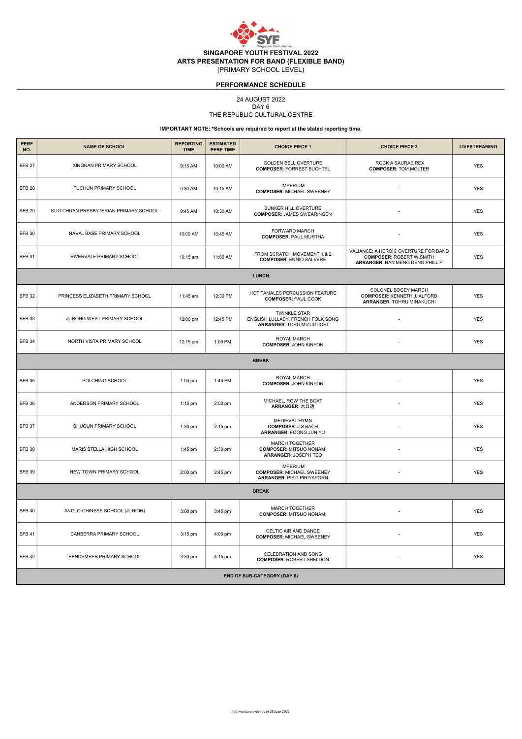# SINGAPORE YOUTH FESTIVAL 2022
## ARTS PRESENTATION FOR BAND (FLEXIBLE BAND)
(PRIMARY SCHOOL LEVEL)

### PERFORMANCE SCHEDULE

24 AUGUST 2022
DAY 6
THE REPUBLIC CULTURAL CENTRE

**IMPORTANT NOTE: *Schools are required to report at the stated reporting time.**

| PERF NO. | NAME OF SCHOOL | REPORTING TIME | ESTIMATED PERF TIME | CHOICE PIECE 1 | CHOICE PIECE 2 | LIVESTREAMING |
|---|---|---|---|---|---|---|
| BFB 27 | XINGNAN PRIMARY SCHOOL | 9:15 AM | 10:00 AM | GOLDEN BELL OVERTURE **COMPOSER**: FORREST BUCHTEL | ROCK A SAURAS REX **COMPOSER**: TOM MOLTER | YES |
| BFB 28 | FUCHUN PRIMARY SCHOOL | 9:30 AM | 10:15 AM | IMPERIUM **COMPOSER**: MICHAEL SWEENEY | - | YES |
| BFB 29 | KUO CHUAN PRESBYTERIAN PRIMARY SCHOOL | 9:45 AM | 10:30 AM | BUNKER HILL OVERTURE **COMPOSER**: JAMES SWEARINGEN | - | YES |
| BFB 30 | NAVAL BASE PRIMARY SCHOOL | 10:00 AM | 10:45 AM | FORWARD MARCH **COMPOSER**: PAUL MURTHA | - | YES |
| BFB 31 | RIVERVALE PRIMARY SCHOOL | 10:15 am | 11:00 AM | FROM SCRATCH MOVEMENT 1 & 2 **COMPOSER**: ENNIO SALVERE | VALIANCE: A HEROIC OVERTURE FOR BAND **COMPOSER**: ROBERT W.SMITH **ARRANGER**: HAN MENG DENG PHILLIP | YES |
| **LUNCH** | | | | | | |
| BFB 32 | PRINCESS ELIZABETH PRIMARY SCHOOL | 11:45 am | 12:30 PM | HOT TAMALES PERCUSSION FEATURE **COMPOSER**: PAUL COOK | COLONEL BOGEY MARCH **COMPOSER**: KENNETH J. ALFORD **ARRANGER**: TOHRU MINAKUCHI | YES |
| BFB 33 | JURONG WEST PRIMARY SCHOOL | 12:00 pm | 12:45 PM | TWINKLE STAR ENGLISH LULLABY, FRENCH FOLK SONG **ARRANGER**: TORU MIZUGUCHI | - | YES |
| BFB 34 | NORTH VISTA PRIMARY SCHOOL | 12:15 pm | 1:00 PM | ROYAL MARCH **COMPOSER**: JOHN KINYON | - | YES |
| **BREAK** | | | | | | |
| BFB 35 | POI CHING SCHOOL | 1:00 pm | 1:45 PM | ROYAL MARCH **COMPOSER**: JOHN KINYON | - | YES |
| BFB 36 | ANDERSON PRIMARY SCHOOL | 1:15 pm | 2:00 pm | MICHAEL, ROW THE BOAT **ARRANGER**: 水口透 | - | YES |
| BFB 37 | SHUQUN PRIMARY SCHOOL | 1:30 pm | 2:15 pm | MEDIEVAL HYMN **COMPOSER**: J.S.BACH **ARRANGER**: FOONG JUN YU | - | YES |
| BFB 38 | MARIS STELLA HIGH SCHOOL | 1:45 pm | 2:30 pm | MARCH TOGETHER **COMPOSER**: MITSUO NONAMI **ARRANGER**: JOSEPH TEO | - | YES |
| BFB 39 | NEW TOWN PRIMARY SCHOOL | 2:00 pm | 2:45 pm | IMPERIUM **COMPOSER**: MICHAEL SWEENEY **ARRANGER**: PISIT PIRIYAPORN | - | YES |
| **BREAK** | | | | | | |
| BFB 40 | ANGLO-CHINESE SCHOOL (JUNIOR) | 3:00 pm | 3:45 pm | MARCH TOGETHER **COMPOSER**: MITSUO NONAMI | - | YES |
| BFB 41 | CANBERRA PRIMARY SCHOOL | 3:15 pm | 4:00 pm | CELTIC AIR AND DANCE **COMPOSER**: MICHAEL SWEENEY | - | YES |
| BFB 42 | BENDEMEER PRIMARY SCHOOL | 3:30 pm | 4:15 pm | CELEBRATION AND SONG **COMPOSER**: ROBERT SHELDON | - | YES |
| **END OF SUB-CATEGORY (DAY 6)** | | | | | | |

*Information correct as of 23 June 2022*